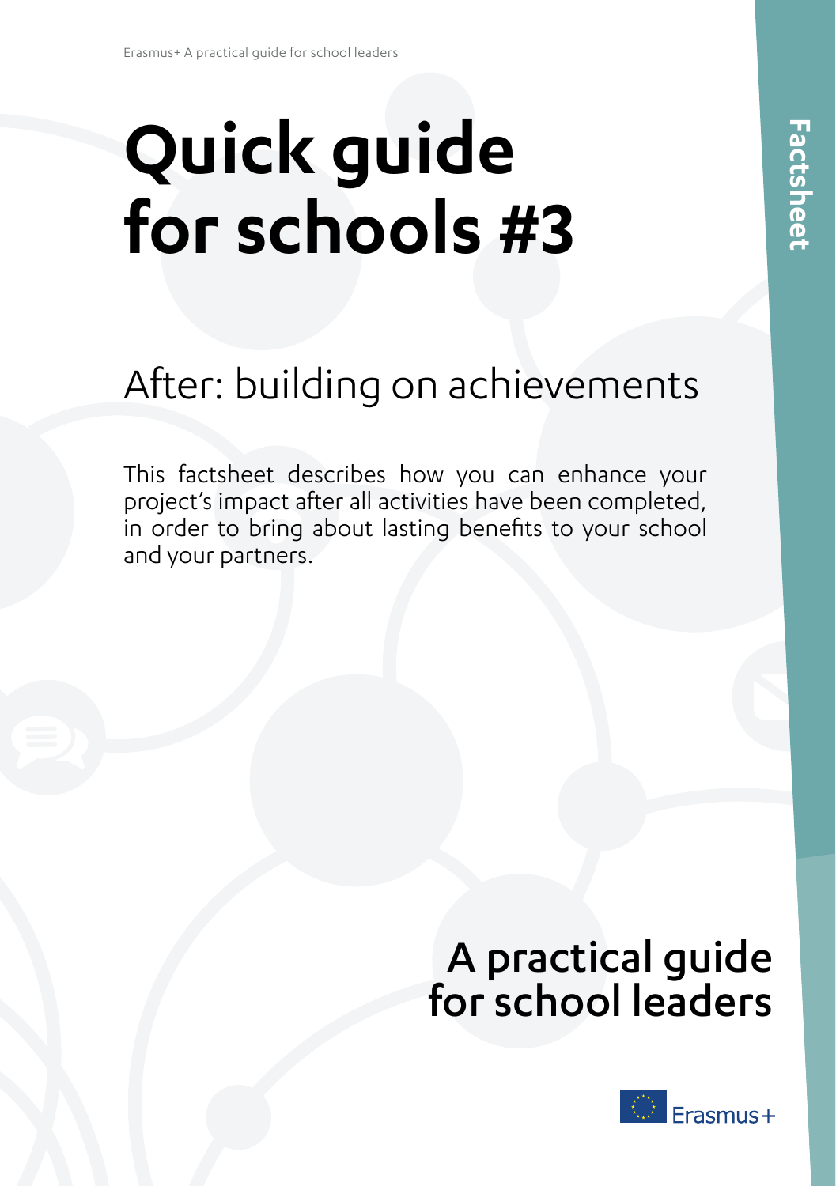Factsheet

# Quick guide for schools #3

## After: building on achievements

This factsheet describes how you can enhance your project's impact after all activities have been completed, in order to bring about lasting benefits to your school and your partners.

**A practical guide for school leaders**

Erasmus+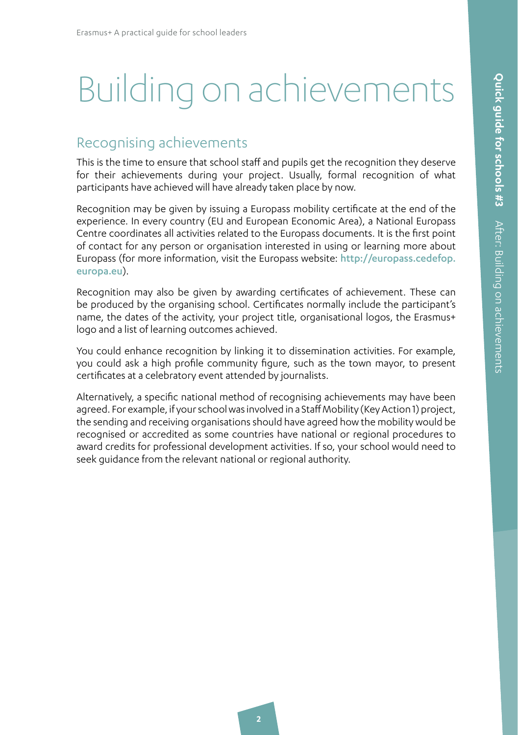# Building on achievements

## Recognising achievements

This is the time to ensure that school staff and pupils get the recognition they deserve for their achievements during your project. Usually, formal recognition of what participants have achieved will have already taken place by now.

Recognition may be given by issuing a Europass mobility certificate at the end of the experience. In every country (EU and European Economic Area), a National Europass Centre coordinates all activities related to the Europass documents. It is the first point of contact for any person or organisation interested in using or learning more about Europass (for more information, visit the Europass website: http://europass.cedefop.europa.eu).

Recognition may also be given by awarding certificates of achievement. These can be produced by the organising school. Certificates normally include the participant's name, the dates of the activity, your project title, organisational logos, the Erasmus+ logo and a list of learning outcomes achieved.

You could enhance recognition by linking it to dissemination activities. For example, you could ask a high profile community figure, such as the town mayor, to present certificates at a celebratory event attended by journalists.

Alternatively, a specific national method of recognising achievements may have been agreed. For example, if your school was involved in a Staff Mobility (Key Action 1) project, the sending and receiving organisations should have agreed how the mobility would be recognised or accredited as some countries have national or regional procedures to award credits for professional development activities. If so, your school would need to seek guidance from the relevant national or regional authority.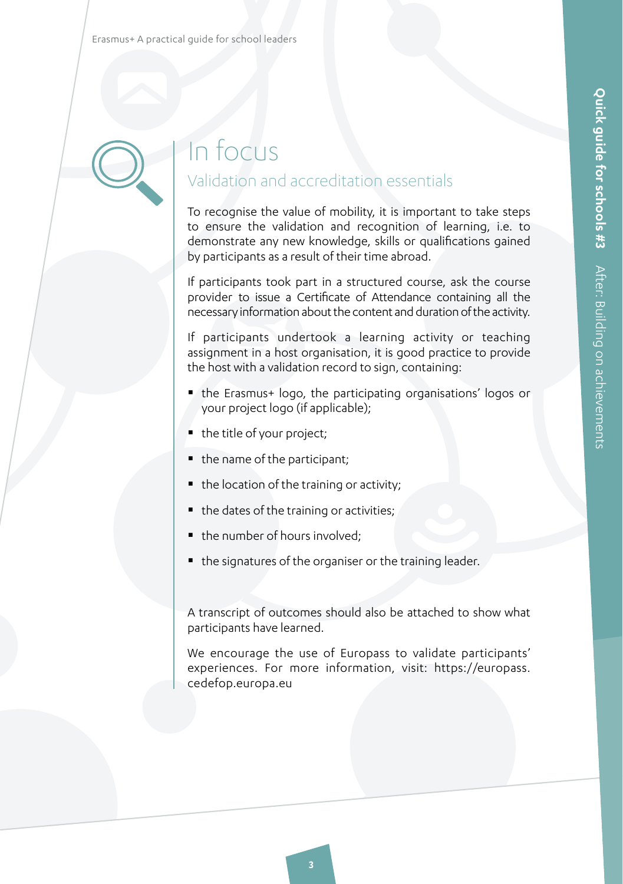# In focus

## Validation and accreditation essentials

To recognise the value of mobility, it is important to take steps to ensure the validation and recognition of learning, i.e. to demonstrate any new knowledge, skills or qualifications gained by participants as a result of their time abroad.

If participants took part in a structured course, ask the course provider to issue a Certificate of Attendance containing all the necessary information about the content and duration of the activity.

If participants undertook a learning activity or teaching assignment in a host organisation, it is good practice to provide the host with a validation record to sign, containing:

- the Erasmus+ logo, the participating organisations' logos or your project logo (if applicable);
- the title of your project;
- the name of the participant;
- the location of the training or activity;
- the dates of the training or activities;
- the number of hours involved;
- the signatures of the organiser or the training leader.

A transcript of outcomes should also be attached to show what participants have learned.

We encourage the use of Europass to validate participants' experiences. For more information, visit: https://europass.cedefop.europa.eu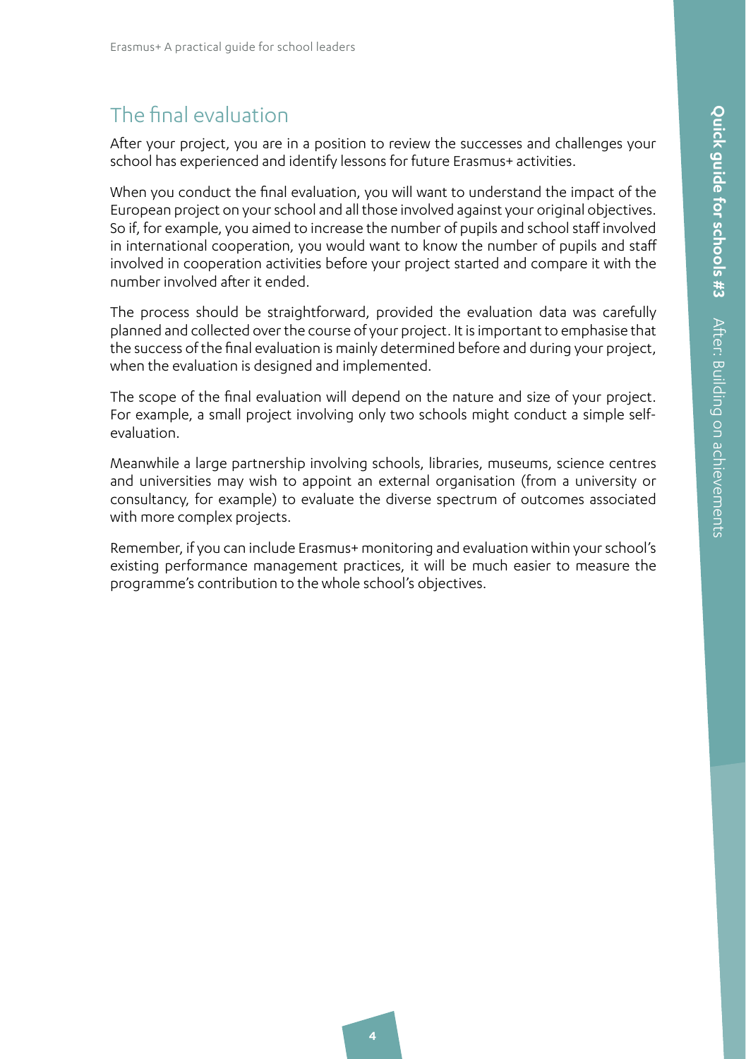## The final evaluation

After your project, you are in a position to review the successes and challenges your school has experienced and identify lessons for future Erasmus+ activities.

When you conduct the final evaluation, you will want to understand the impact of the European project on your school and all those involved against your original objectives. So if, for example, you aimed to increase the number of pupils and school staff involved in international cooperation, you would want to know the number of pupils and staff involved in cooperation activities before your project started and compare it with the number involved after it ended.

The process should be straightforward, provided the evaluation data was carefully planned and collected over the course of your project. It is important to emphasise that the success of the final evaluation is mainly determined before and during your project, when the evaluation is designed and implemented.

The scope of the final evaluation will depend on the nature and size of your project. For example, a small project involving only two schools might conduct a simple self-evaluation.

Meanwhile a large partnership involving schools, libraries, museums, science centres and universities may wish to appoint an external organisation (from a university or consultancy, for example) to evaluate the diverse spectrum of outcomes associated with more complex projects.

Remember, if you can include Erasmus+ monitoring and evaluation within your school's existing performance management practices, it will be much easier to measure the programme's contribution to the whole school's objectives.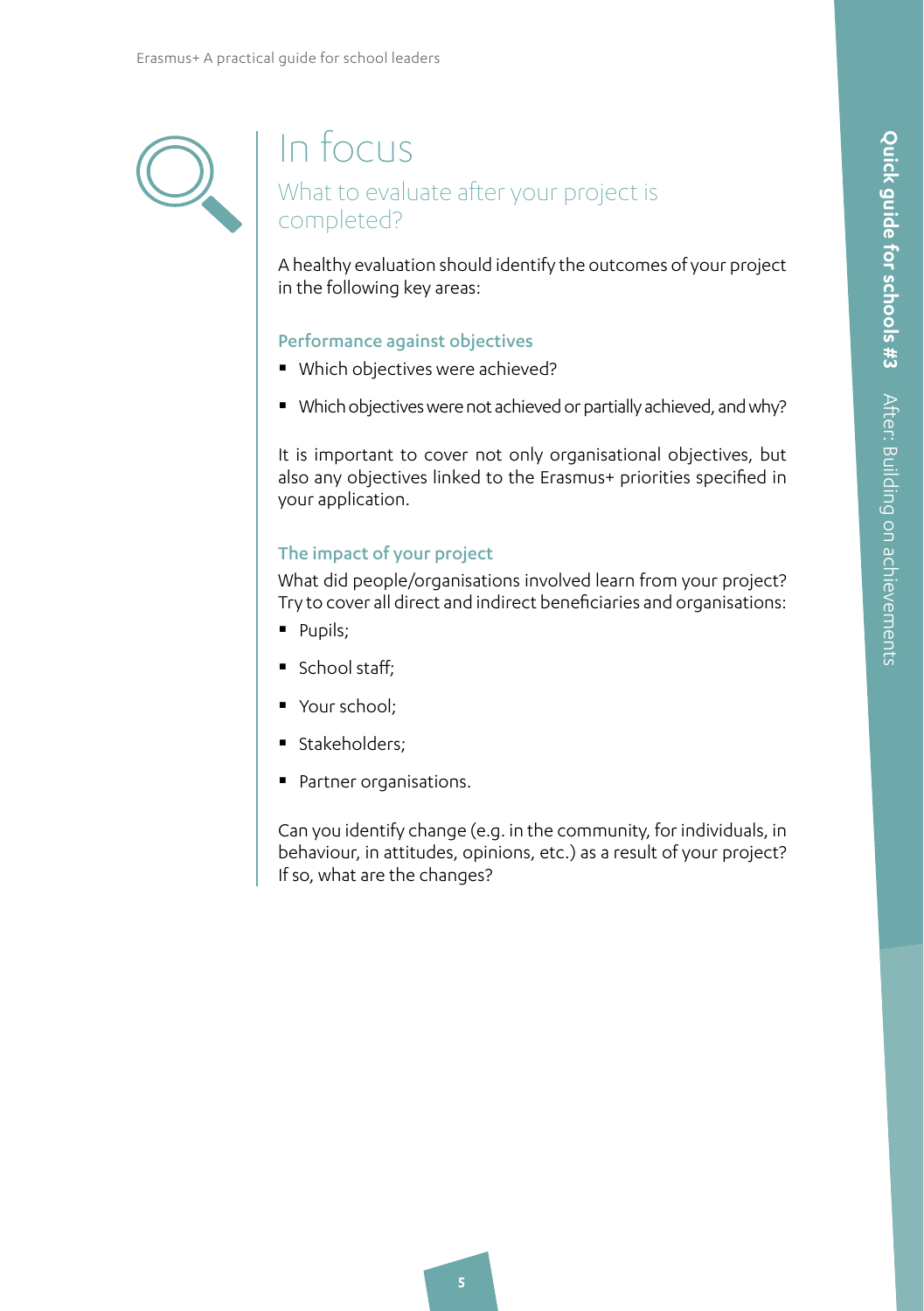# In focus

## What to evaluate after your project is completed?

A healthy evaluation should identify the outcomes of your project in the following key areas:

### Performance against objectives

- Which objectives were achieved?
- Which objectives were not achieved or partially achieved, and why?

It is important to cover not only organisational objectives, but also any objectives linked to the Erasmus+ priorities specified in your application.

### The impact of your project

What did people/organisations involved learn from your project? Try to cover all direct and indirect beneficiaries and organisations:

- Pupils;
- School staff;
- Your school;
- Stakeholders;
- Partner organisations.

Can you identify change (e.g. in the community, for individuals, in behaviour, in attitudes, opinions, etc.) as a result of your project? If so, what are the changes?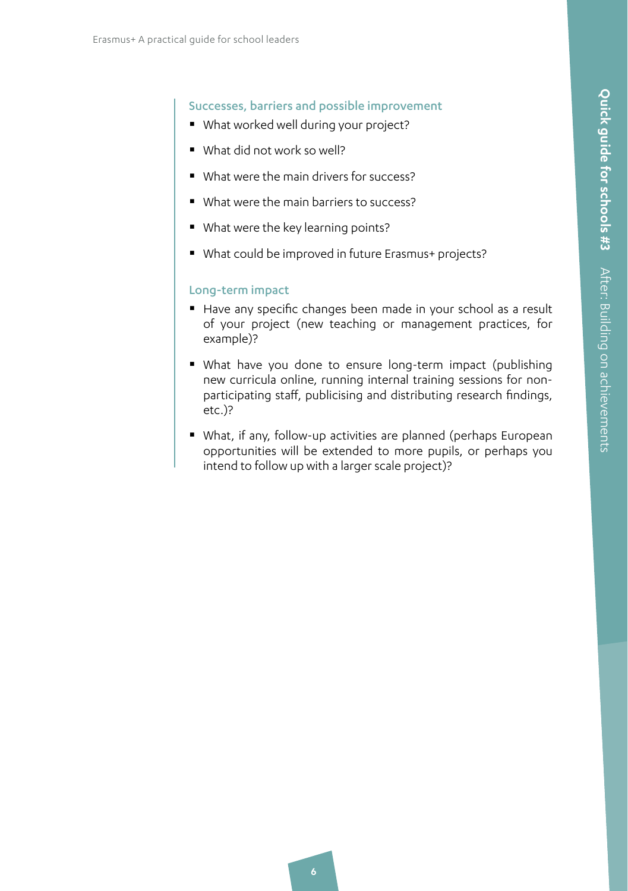### Successes, barriers and possible improvement

- What worked well during your project?
- What did not work so well?
- What were the main drivers for success?
- What were the main barriers to success?
- What were the key learning points?
- What could be improved in future Erasmus+ projects?

### Long-term impact

- Have any specific changes been made in your school as a result of your project (new teaching or management practices, for example)?
- What have you done to ensure long-term impact (publishing new curricula online, running internal training sessions for non-participating staff, publicising and distributing research findings, etc.)?
- What, if any, follow-up activities are planned (perhaps European opportunities will be extended to more pupils, or perhaps you intend to follow up with a larger scale project)?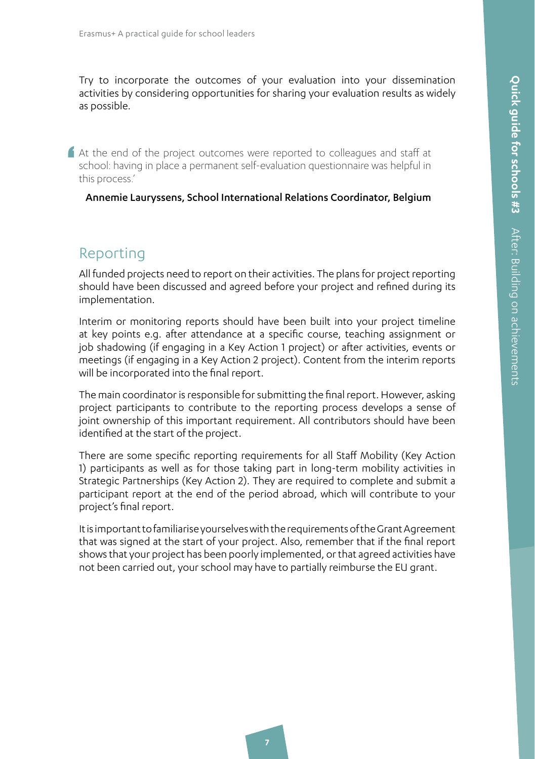Try to incorporate the outcomes of your evaluation into your dissemination activities by considering opportunities for sharing your evaluation results as widely as possible.

> At the end of the project outcomes were reported to colleagues and staff at school: having in place a permanent self-evaluation questionnaire was helpful in this process.'
>
> **Annemie Lauryssens, School International Relations Coordinator, Belgium**

## Reporting

All funded projects need to report on their activities. The plans for project reporting should have been discussed and agreed before your project and refined during its implementation.

Interim or monitoring reports should have been built into your project timeline at key points e.g. after attendance at a specific course, teaching assignment or job shadowing (if engaging in a Key Action 1 project) or after activities, events or meetings (if engaging in a Key Action 2 project). Content from the interim reports will be incorporated into the final report.

The main coordinator is responsible for submitting the final report. However, asking project participants to contribute to the reporting process develops a sense of joint ownership of this important requirement. All contributors should have been identified at the start of the project.

There are some specific reporting requirements for all Staff Mobility (Key Action 1) participants as well as for those taking part in long-term mobility activities in Strategic Partnerships (Key Action 2). They are required to complete and submit a participant report at the end of the period abroad, which will contribute to your project's final report.

It is important to familiarise yourselves with the requirements of the Grant Agreement that was signed at the start of your project. Also, remember that if the final report shows that your project has been poorly implemented, or that agreed activities have not been carried out, your school may have to partially reimburse the EU grant.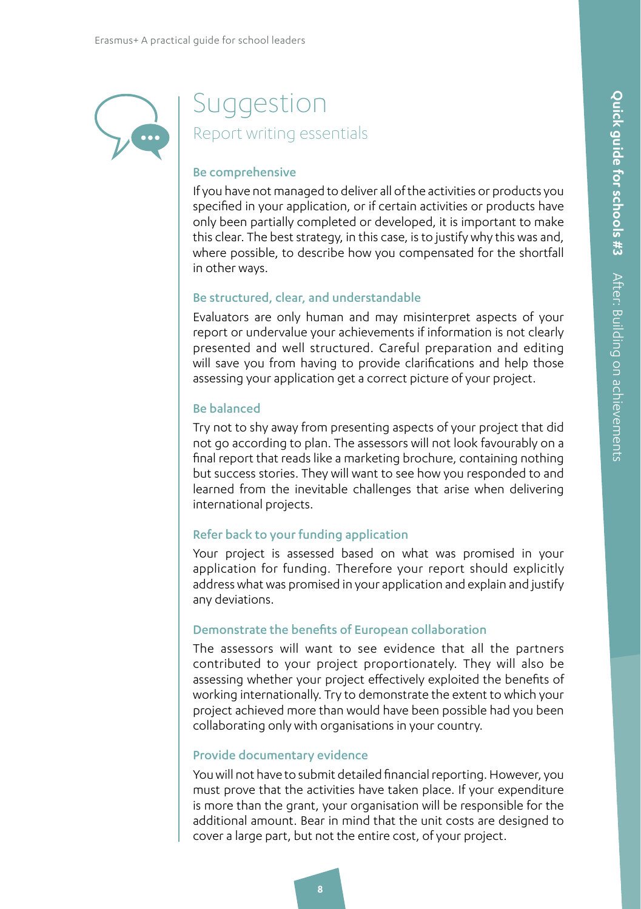# Suggestion

## Report writing essentials

### Be comprehensive

If you have not managed to deliver all of the activities or products you specified in your application, or if certain activities or products have only been partially completed or developed, it is important to make this clear. The best strategy, in this case, is to justify why this was and, where possible, to describe how you compensated for the shortfall in other ways.

### Be structured, clear, and understandable

Evaluators are only human and may misinterpret aspects of your report or undervalue your achievements if information is not clearly presented and well structured. Careful preparation and editing will save you from having to provide clarifications and help those assessing your application get a correct picture of your project.

### Be balanced

Try not to shy away from presenting aspects of your project that did not go according to plan. The assessors will not look favourably on a final report that reads like a marketing brochure, containing nothing but success stories. They will want to see how you responded to and learned from the inevitable challenges that arise when delivering international projects.

### Refer back to your funding application

Your project is assessed based on what was promised in your application for funding. Therefore your report should explicitly address what was promised in your application and explain and justify any deviations.

### Demonstrate the benefits of European collaboration

The assessors will want to see evidence that all the partners contributed to your project proportionately. They will also be assessing whether your project effectively exploited the benefits of working internationally. Try to demonstrate the extent to which your project achieved more than would have been possible had you been collaborating only with organisations in your country.

### Provide documentary evidence

You will not have to submit detailed financial reporting. However, you must prove that the activities have taken place. If your expenditure is more than the grant, your organisation will be responsible for the additional amount. Bear in mind that the unit costs are designed to cover a large part, but not the entire cost, of your project.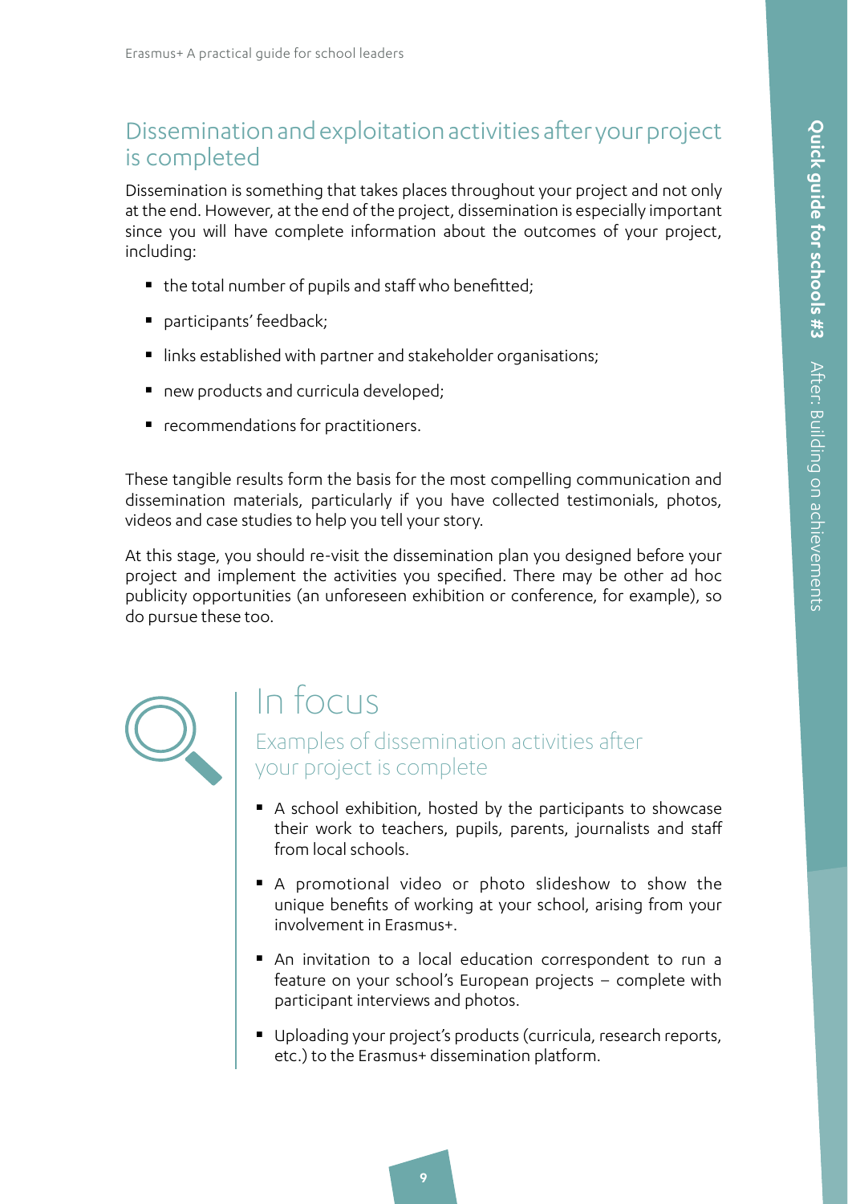## Dissemination and exploitation activities after your project is completed

Dissemination is something that takes places throughout your project and not only at the end. However, at the end of the project, dissemination is especially important since you will have complete information about the outcomes of your project, including:

- the total number of pupils and staff who benefitted;
- participants' feedback;
- links established with partner and stakeholder organisations;
- new products and curricula developed;
- recommendations for practitioners.

These tangible results form the basis for the most compelling communication and dissemination materials, particularly if you have collected testimonials, photos, videos and case studies to help you tell your story.

At this stage, you should re-visit the dissemination plan you designed before your project and implement the activities you specified. There may be other ad hoc publicity opportunities (an unforeseen exhibition or conference, for example), so do pursue these too.

## In focus

### Examples of dissemination activities after your project is complete

- A school exhibition, hosted by the participants to showcase their work to teachers, pupils, parents, journalists and staff from local schools.
- A promotional video or photo slideshow to show the unique benefits of working at your school, arising from your involvement in Erasmus+.
- An invitation to a local education correspondent to run a feature on your school's European projects – complete with participant interviews and photos.
- Uploading your project's products (curricula, research reports, etc.) to the Erasmus+ dissemination platform.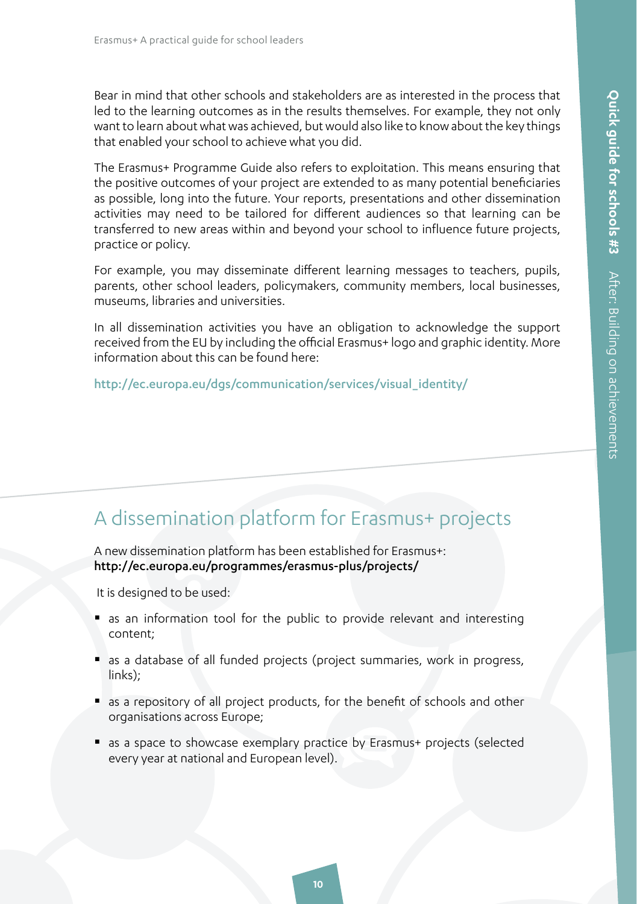Bear in mind that other schools and stakeholders are as interested in the process that led to the learning outcomes as in the results themselves. For example, they not only want to learn about what was achieved, but would also like to know about the key things that enabled your school to achieve what you did.

The Erasmus+ Programme Guide also refers to exploitation. This means ensuring that the positive outcomes of your project are extended to as many potential beneficiaries as possible, long into the future. Your reports, presentations and other dissemination activities may need to be tailored for different audiences so that learning can be transferred to new areas within and beyond your school to influence future projects, practice or policy.

For example, you may disseminate different learning messages to teachers, pupils, parents, other school leaders, policymakers, community members, local businesses, museums, libraries and universities.

In all dissemination activities you have an obligation to acknowledge the support received from the EU by including the official Erasmus+ logo and graphic identity. More information about this can be found here:

http://ec.europa.eu/dgs/communication/services/visual_identity/

## A dissemination platform for Erasmus+ projects

A new dissemination platform has been established for Erasmus+:
**http://ec.europa.eu/programmes/erasmus-plus/projects/**

It is designed to be used:

- as an information tool for the public to provide relevant and interesting content;
- as a database of all funded projects (project summaries, work in progress, links);
- as a repository of all project products, for the benefit of schools and other organisations across Europe;
- as a space to showcase exemplary practice by Erasmus+ projects (selected every year at national and European level).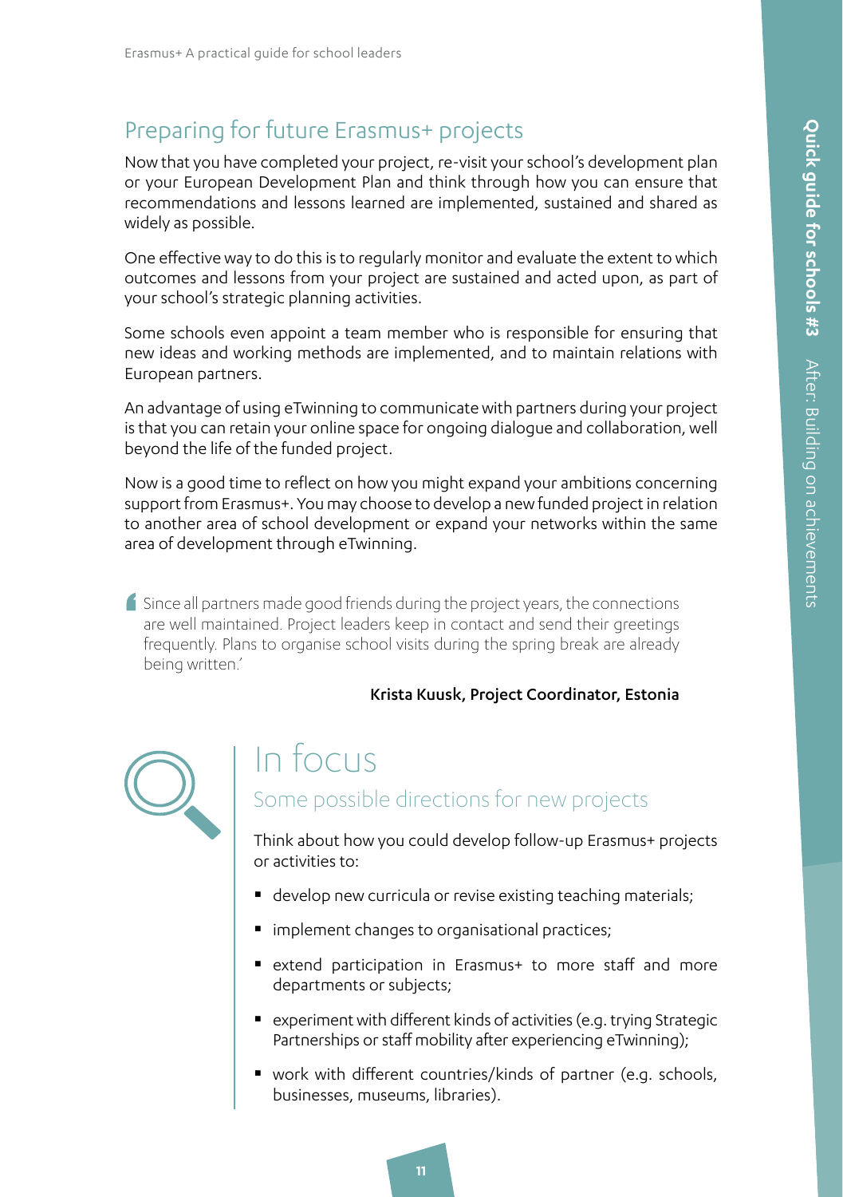## Preparing for future Erasmus+ projects

Now that you have completed your project, re-visit your school's development plan or your European Development Plan and think through how you can ensure that recommendations and lessons learned are implemented, sustained and shared as widely as possible.

One effective way to do this is to regularly monitor and evaluate the extent to which outcomes and lessons from your project are sustained and acted upon, as part of your school's strategic planning activities.

Some schools even appoint a team member who is responsible for ensuring that new ideas and working methods are implemented, and to maintain relations with European partners.

An advantage of using eTwinning to communicate with partners during your project is that you can retain your online space for ongoing dialogue and collaboration, well beyond the life of the funded project.

Now is a good time to reflect on how you might expand your ambitions concerning support from Erasmus+. You may choose to develop a new funded project in relation to another area of school development or expand your networks within the same area of development through eTwinning.

> 'Since all partners made good friends during the project years, the connections are well maintained. Project leaders keep in contact and send their greetings frequently. Plans to organise school visits during the spring break are already being written.'
>
> **Krista Kuusk, Project Coordinator, Estonia**

# In focus

### Some possible directions for new projects

Think about how you could develop follow-up Erasmus+ projects or activities to:

- develop new curricula or revise existing teaching materials;
- implement changes to organisational practices;
- extend participation in Erasmus+ to more staff and more departments or subjects;
- experiment with different kinds of activities (e.g. trying Strategic Partnerships or staff mobility after experiencing eTwinning);
- work with different countries/kinds of partner (e.g. schools, businesses, museums, libraries).